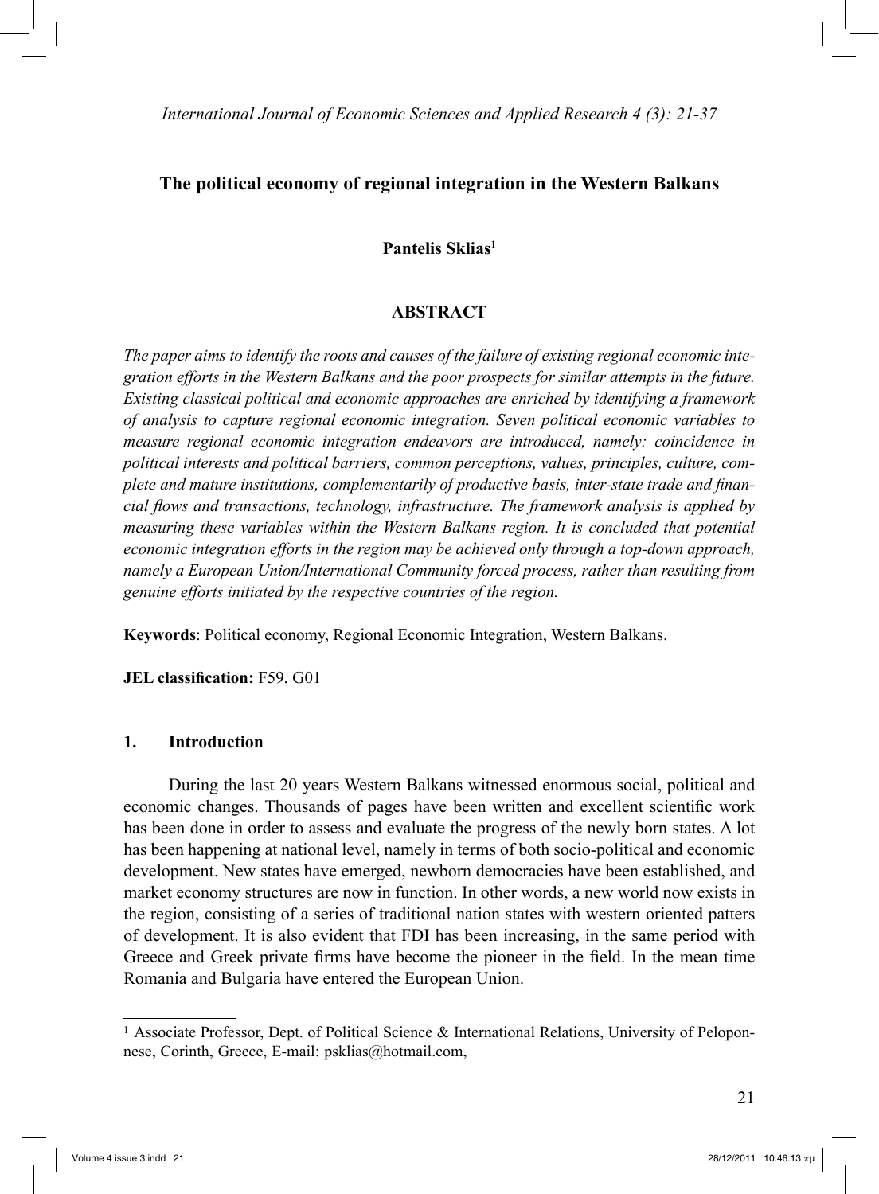# The political economy of regional integration in the Western Balkans

**Pantelis Sklias**[1]

## ABSTRACT

*The paper aims to identify the roots and causes of the failure of existing regional economic integration efforts in the Western Balkans and the poor prospects for similar attempts in the future. Existing classical political and economic approaches are enriched by identifying a framework of analysis to capture regional economic integration. Seven political economic variables to measure regional economic integration endeavors are introduced, namely: coincidence in political interests and political barriers, common perceptions, values, principles, culture, complete and mature institutions, complementarily of productive basis, inter-state trade and financial flows and transactions, technology, infrastructure. The framework analysis is applied by measuring these variables within the Western Balkans region. It is concluded that potential economic integration efforts in the region may be achieved only through a top-down approach, namely a European Union/International Community forced process, rather than resulting from genuine efforts initiated by the respective countries of the region.*

**Keywords**: Political economy, Regional Economic Integration, Western Balkans.

**JEL classification:** F59, G01

## 1. Introduction

During the last 20 years Western Balkans witnessed enormous social, political and economic changes. Thousands of pages have been written and excellent scientific work has been done in order to assess and evaluate the progress of the newly born states. A lot has been happening at national level, namely in terms of both socio-political and economic development. New states have emerged, newborn democracies have been established, and market economy structures are now in function. In other words, a new world now exists in the region, consisting of a series of traditional nation states with western oriented patters of development. It is also evident that FDI has been increasing, in the same period with Greece and Greek private firms have become the pioneer in the field. In the mean time Romania and Bulgaria have entered the European Union.

[1] Associate Professor, Dept. of Political Science & International Relations, University of Peloponnese, Corinth, Greece, E-mail: psklias@hotmail.com,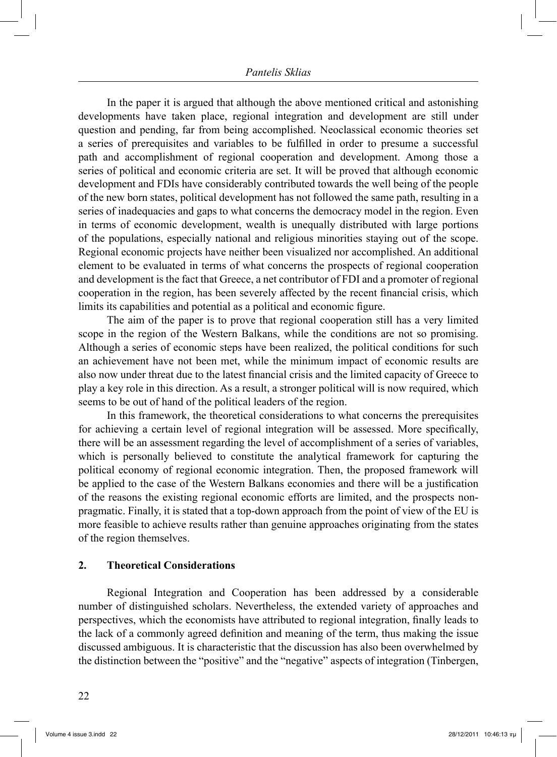In the paper it is argued that although the above mentioned critical and astonishing developments have taken place, regional integration and development are still under question and pending, far from being accomplished. Neoclassical economic theories set a series of prerequisites and variables to be fulfilled in order to presume a successful path and accomplishment of regional cooperation and development. Among those a series of political and economic criteria are set. It will be proved that although economic development and FDIs have considerably contributed towards the well being of the people of the new born states, political development has not followed the same path, resulting in a series of inadequacies and gaps to what concerns the democracy model in the region. Even in terms of economic development, wealth is unequally distributed with large portions of the populations, especially national and religious minorities staying out of the scope. Regional economic projects have neither been visualized nor accomplished. An additional element to be evaluated in terms of what concerns the prospects of regional cooperation and development is the fact that Greece, a net contributor of FDI and a promoter of regional cooperation in the region, has been severely affected by the recent financial crisis, which limits its capabilities and potential as a political and economic figure.

The aim of the paper is to prove that regional cooperation still has a very limited scope in the region of the Western Balkans, while the conditions are not so promising. Although a series of economic steps have been realized, the political conditions for such an achievement have not been met, while the minimum impact of economic results are also now under threat due to the latest financial crisis and the limited capacity of Greece to play a key role in this direction. As a result, a stronger political will is now required, which seems to be out of hand of the political leaders of the region.

In this framework, the theoretical considerations to what concerns the prerequisites for achieving a certain level of regional integration will be assessed. More specifically, there will be an assessment regarding the level of accomplishment of a series of variables, which is personally believed to constitute the analytical framework for capturing the political economy of regional economic integration. Then, the proposed framework will be applied to the case of the Western Balkans economies and there will be a justification of the reasons the existing regional economic efforts are limited, and the prospects non-pragmatic. Finally, it is stated that a top-down approach from the point of view of the EU is more feasible to achieve results rather than genuine approaches originating from the states of the region themselves.

## 2. Theoretical Considerations

Regional Integration and Cooperation has been addressed by a considerable number of distinguished scholars. Nevertheless, the extended variety of approaches and perspectives, which the economists have attributed to regional integration, finally leads to the lack of a commonly agreed definition and meaning of the term, thus making the issue discussed ambiguous. It is characteristic that the discussion has also been overwhelmed by the distinction between the "positive" and the "negative" aspects of integration (Tinbergen,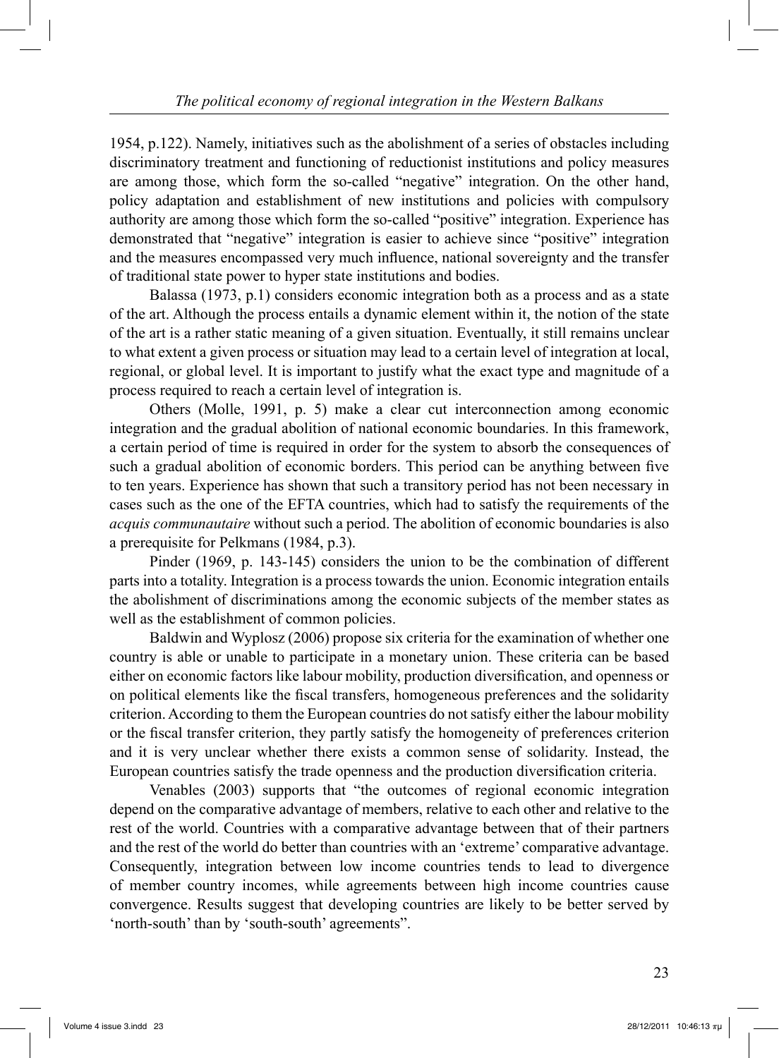1954, p.122). Namely, initiatives such as the abolishment of a series of obstacles including discriminatory treatment and functioning of reductionist institutions and policy measures are among those, which form the so-called "negative" integration. On the other hand, policy adaptation and establishment of new institutions and policies with compulsory authority are among those which form the so-called "positive" integration. Experience has demonstrated that "negative" integration is easier to achieve since "positive" integration and the measures encompassed very much influence, national sovereignty and the transfer of traditional state power to hyper state institutions and bodies.

Balassa (1973, p.1) considers economic integration both as a process and as a state of the art. Although the process entails a dynamic element within it, the notion of the state of the art is a rather static meaning of a given situation. Eventually, it still remains unclear to what extent a given process or situation may lead to a certain level of integration at local, regional, or global level. It is important to justify what the exact type and magnitude of a process required to reach a certain level of integration is.

Others (Molle, 1991, p. 5) make a clear cut interconnection among economic integration and the gradual abolition of national economic boundaries. In this framework, a certain period of time is required in order for the system to absorb the consequences of such a gradual abolition of economic borders. This period can be anything between five to ten years. Experience has shown that such a transitory period has not been necessary in cases such as the one of the EFTA countries, which had to satisfy the requirements of the *acquis communautaire* without such a period. The abolition of economic boundaries is also a prerequisite for Pelkmans (1984, p.3).

Pinder (1969, p. 143-145) considers the union to be the combination of different parts into a totality. Integration is a process towards the union. Economic integration entails the abolishment of discriminations among the economic subjects of the member states as well as the establishment of common policies.

Baldwin and Wyplosz (2006) propose six criteria for the examination of whether one country is able or unable to participate in a monetary union. These criteria can be based either on economic factors like labour mobility, production diversification, and openness or on political elements like the fiscal transfers, homogeneous preferences and the solidarity criterion. According to them the European countries do not satisfy either the labour mobility or the fiscal transfer criterion, they partly satisfy the homogeneity of preferences criterion and it is very unclear whether there exists a common sense of solidarity. Instead, the European countries satisfy the trade openness and the production diversification criteria.

Venables (2003) supports that "the outcomes of regional economic integration depend on the comparative advantage of members, relative to each other and relative to the rest of the world. Countries with a comparative advantage between that of their partners and the rest of the world do better than countries with an 'extreme' comparative advantage. Consequently, integration between low income countries tends to lead to divergence of member country incomes, while agreements between high income countries cause convergence. Results suggest that developing countries are likely to be better served by 'north-south' than by 'south-south' agreements".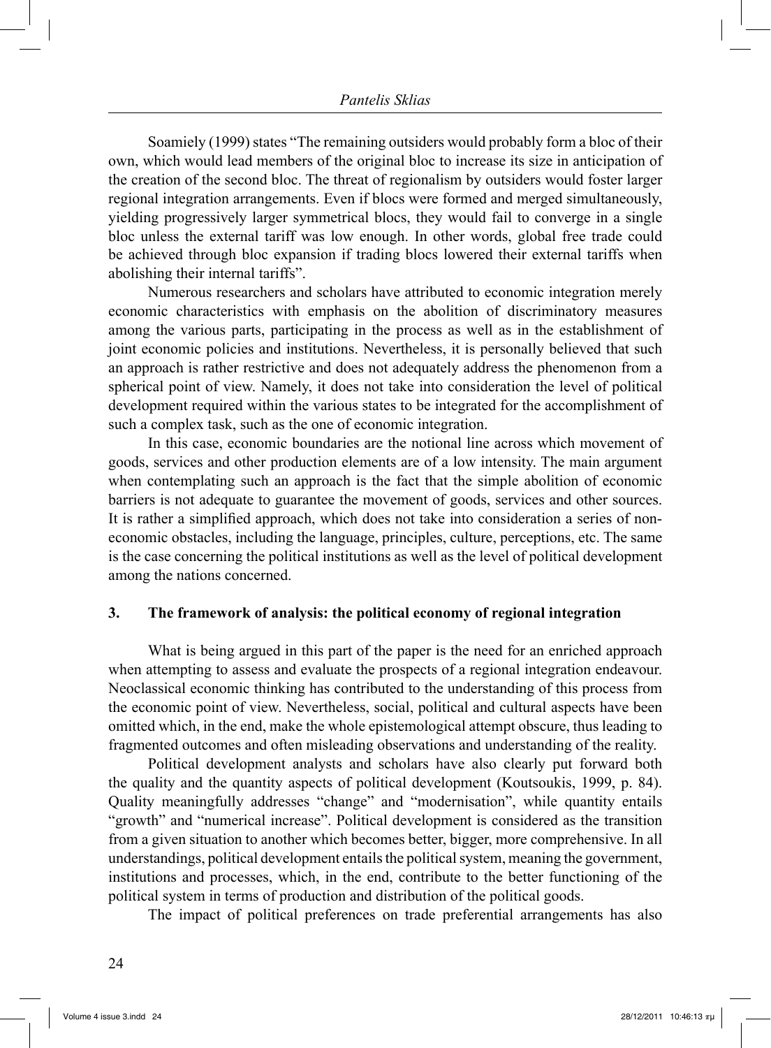Soamiely (1999) states "The remaining outsiders would probably form a bloc of their own, which would lead members of the original bloc to increase its size in anticipation of the creation of the second bloc. The threat of regionalism by outsiders would foster larger regional integration arrangements. Even if blocs were formed and merged simultaneously, yielding progressively larger symmetrical blocs, they would fail to converge in a single bloc unless the external tariff was low enough. In other words, global free trade could be achieved through bloc expansion if trading blocs lowered their external tariffs when abolishing their internal tariffs".

Numerous researchers and scholars have attributed to economic integration merely economic characteristics with emphasis on the abolition of discriminatory measures among the various parts, participating in the process as well as in the establishment of joint economic policies and institutions. Nevertheless, it is personally believed that such an approach is rather restrictive and does not adequately address the phenomenon from a spherical point of view. Namely, it does not take into consideration the level of political development required within the various states to be integrated for the accomplishment of such a complex task, such as the one of economic integration.

In this case, economic boundaries are the notional line across which movement of goods, services and other production elements are of a low intensity. The main argument when contemplating such an approach is the fact that the simple abolition of economic barriers is not adequate to guarantee the movement of goods, services and other sources. It is rather a simplified approach, which does not take into consideration a series of non-economic obstacles, including the language, principles, culture, perceptions, etc. The same is the case concerning the political institutions as well as the level of political development among the nations concerned.

## 3. The framework of analysis: the political economy of regional integration

What is being argued in this part of the paper is the need for an enriched approach when attempting to assess and evaluate the prospects of a regional integration endeavour. Neoclassical economic thinking has contributed to the understanding of this process from the economic point of view. Nevertheless, social, political and cultural aspects have been omitted which, in the end, make the whole epistemological attempt obscure, thus leading to fragmented outcomes and often misleading observations and understanding of the reality.

Political development analysts and scholars have also clearly put forward both the quality and the quantity aspects of political development (Koutsoukis, 1999, p. 84). Quality meaningfully addresses "change" and "modernisation", while quantity entails "growth" and "numerical increase". Political development is considered as the transition from a given situation to another which becomes better, bigger, more comprehensive. In all understandings, political development entails the political system, meaning the government, institutions and processes, which, in the end, contribute to the better functioning of the political system in terms of production and distribution of the political goods.

The impact of political preferences on trade preferential arrangements has also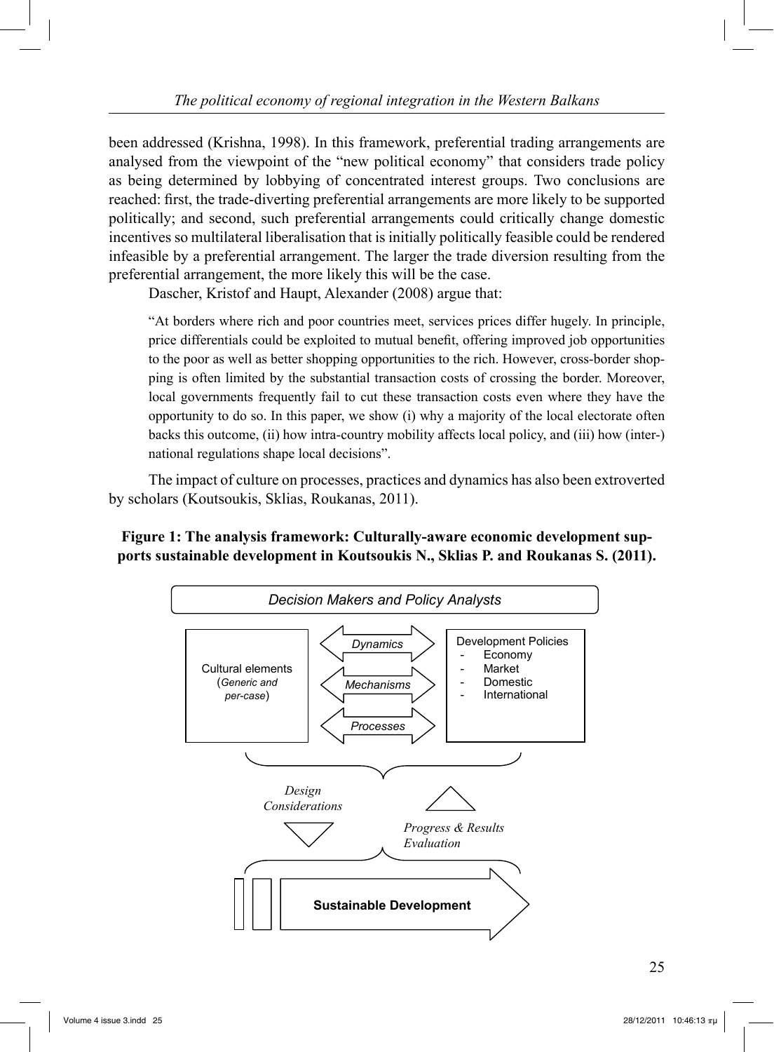been addressed (Krishna, 1998). In this framework, preferential trading arrangements are analysed from the viewpoint of the "new political economy" that considers trade policy as being determined by lobbying of concentrated interest groups. Two conclusions are reached: first, the trade-diverting preferential arrangements are more likely to be supported politically; and second, such preferential arrangements could critically change domestic incentives so multilateral liberalisation that is initially politically feasible could be rendered infeasible by a preferential arrangement. The larger the trade diversion resulting from the preferential arrangement, the more likely this will be the case.

Dascher, Kristof and Haupt, Alexander (2008) argue that:

> "At borders where rich and poor countries meet, services prices differ hugely. In principle, price differentials could be exploited to mutual benefit, offering improved job opportunities to the poor as well as better shopping opportunities to the rich. However, cross-border shopping is often limited by the substantial transaction costs of crossing the border. Moreover, local governments frequently fail to cut these transaction costs even where they have the opportunity to do so. In this paper, we show (i) why a majority of the local electorate often backs this outcome, (ii) how intra-country mobility affects local policy, and (iii) how (inter-) national regulations shape local decisions".

The impact of culture on processes, practices and dynamics has also been extroverted by scholars (Koutsoukis, Sklias, Roukanas, 2011).

**Figure 1: The analysis framework: Culturally-aware economic development supports sustainable development in Koutsoukis N., Sklias P. and Roukanas S. (2011).**

*Decision Makers and Policy Analysts*

Cultural elements (*Generic and per-case*)

*Dynamics*

*Mechanisms*

*Processes*

Development Policies
- Economy
- Market
- Domestic
- International

*Design Considerations*

*Progress & Results Evaluation*

**Sustainable Development**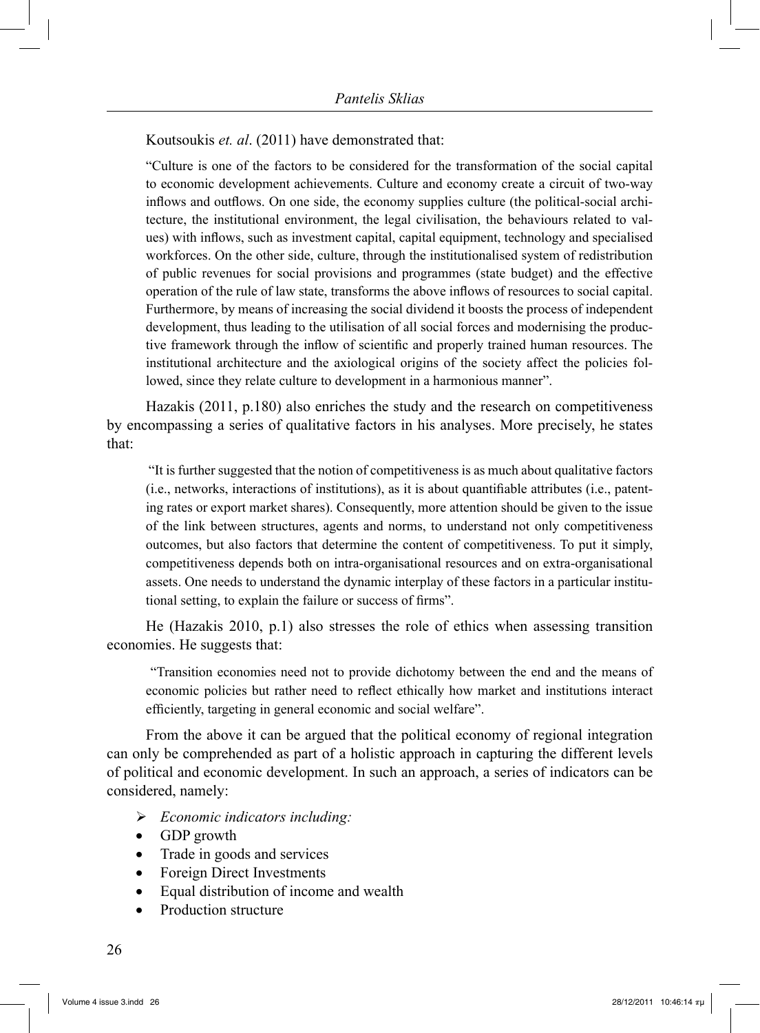Koutsoukis *et. al*. (2011) have demonstrated that:

> "Culture is one of the factors to be considered for the transformation of the social capital to economic development achievements. Culture and economy create a circuit of two-way inflows and outflows. On one side, the economy supplies culture (the political-social architecture, the institutional environment, the legal civilisation, the behaviours related to values) with inflows, such as investment capital, capital equipment, technology and specialised workforces. On the other side, culture, through the institutionalised system of redistribution of public revenues for social provisions and programmes (state budget) and the effective operation of the rule of law state, transforms the above inflows of resources to social capital. Furthermore, by means of increasing the social dividend it boosts the process of independent development, thus leading to the utilisation of all social forces and modernising the productive framework through the inflow of scientific and properly trained human resources. The institutional architecture and the axiological origins of the society affect the policies followed, since they relate culture to development in a harmonious manner".

Hazakis (2011, p.180) also enriches the study and the research on competitiveness by encompassing a series of qualitative factors in his analyses. More precisely, he states that:

> "It is further suggested that the notion of competitiveness is as much about qualitative factors (i.e., networks, interactions of institutions), as it is about quantifiable attributes (i.e., patenting rates or export market shares). Consequently, more attention should be given to the issue of the link between structures, agents and norms, to understand not only competitiveness outcomes, but also factors that determine the content of competitiveness. To put it simply, competitiveness depends both on intra-organisational resources and on extra-organisational assets. One needs to understand the dynamic interplay of these factors in a particular institutional setting, to explain the failure or success of firms".

He (Hazakis 2010, p.1) also stresses the role of ethics when assessing transition economies. He suggests that:

> "Transition economies need not to provide dichotomy between the end and the means of economic policies but rather need to reflect ethically how market and institutions interact efficiently, targeting in general economic and social welfare".

From the above it can be argued that the political economy of regional integration can only be comprehended as part of a holistic approach in capturing the different levels of political and economic development. In such an approach, a series of indicators can be considered, namely:

- *Economic indicators including:*
  - GDP growth
  - Trade in goods and services
  - Foreign Direct Investments
  - Equal distribution of income and wealth
  - Production structure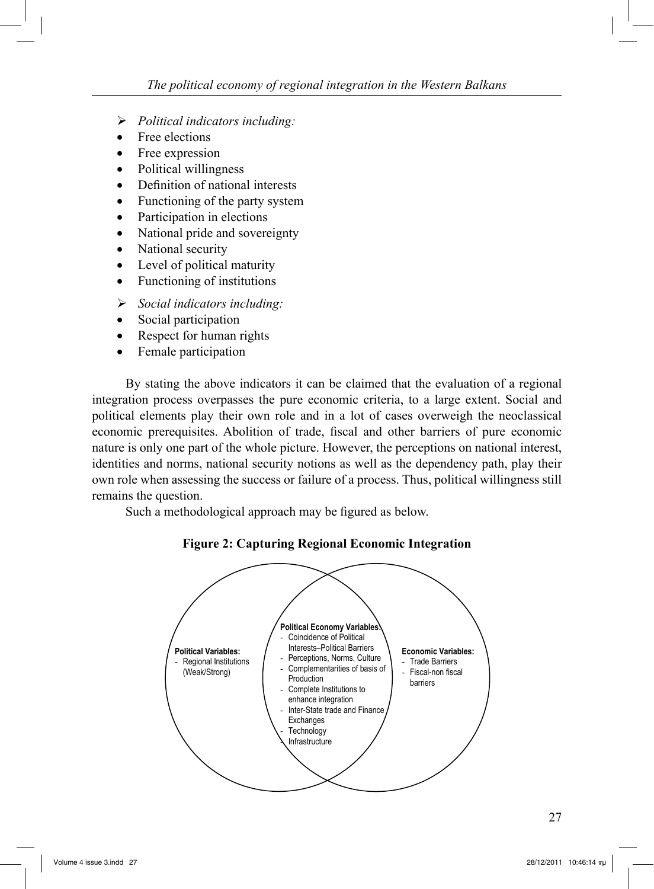- *Political indicators including:*
- Free elections
- Free expression
- Political willingness
- Definition of national interests
- Functioning of the party system
- Participation in elections
- National pride and sovereignty
- National security
- Level of political maturity
- Functioning of institutions

- *Social indicators including:*
- Social participation
- Respect for human rights
- Female participation

By stating the above indicators it can be claimed that the evaluation of a regional integration process overpasses the pure economic criteria, to a large extent. Social and political elements play their own role and in a lot of cases overweigh the neoclassical economic prerequisites. Abolition of trade, fiscal and other barriers of pure economic nature is only one part of the whole picture. However, the perceptions on national interest, identities and norms, national security notions as well as the dependency path, play their own role when assessing the success or failure of a process. Thus, political willingness still remains the question.

Such a methodological approach may be figured as below.

**Figure 2: Capturing Regional Economic Integration**

**Political Variables:**
- Regional Institutions (Weak/Strong)

**Political Economy Variables:**
- Coincidence of Political Interests–Political Barriers
- Perceptions, Norms, Culture
- Complementarities of basis of Production
- Complete Institutions to enhance integration
- Inter-State trade and Finance Exchanges
- Technology
- Infrastructure

**Economic Variables:**
- Trade Barriers
- Fiscal-non fiscal barriers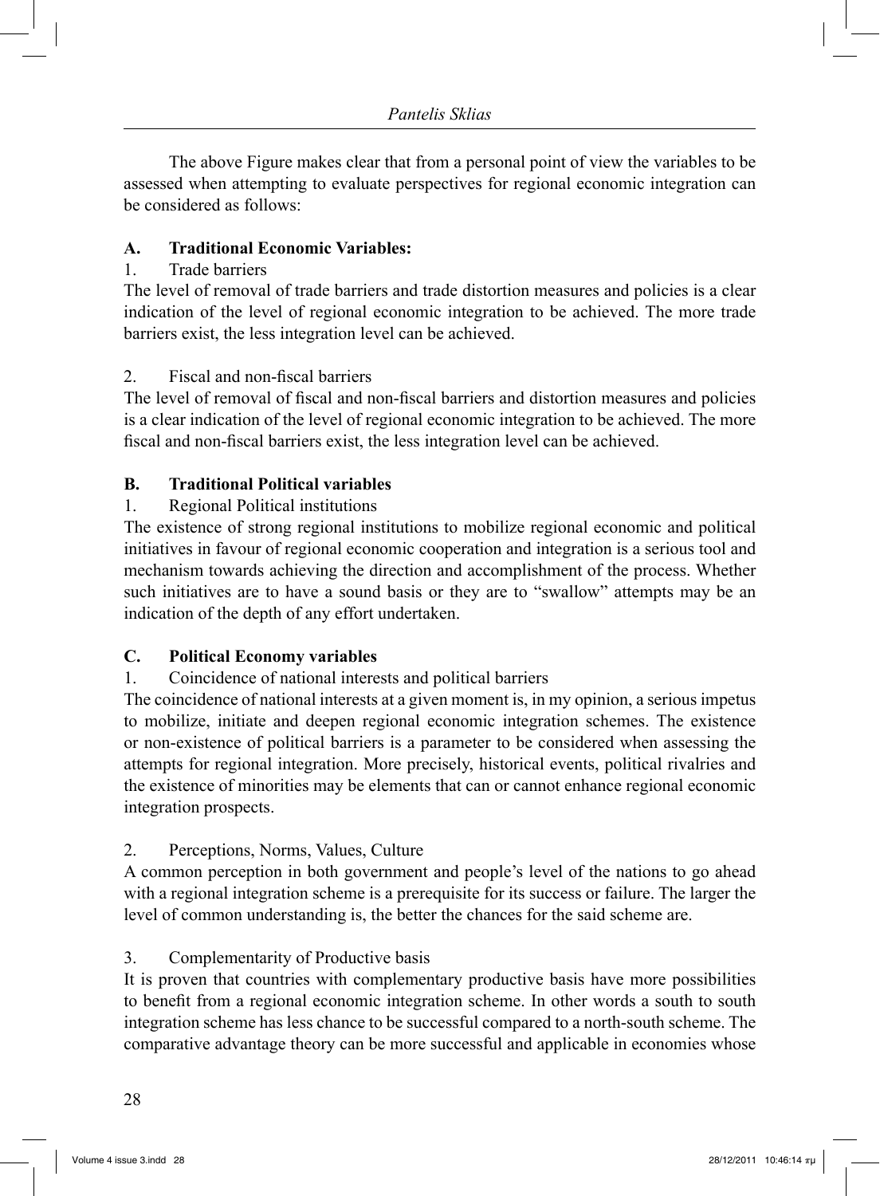The above Figure makes clear that from a personal point of view the variables to be assessed when attempting to evaluate perspectives for regional economic integration can be considered as follows:

**A. Traditional Economic Variables:**

1. Trade barriers

The level of removal of trade barriers and trade distortion measures and policies is a clear indication of the level of regional economic integration to be achieved. The more trade barriers exist, the less integration level can be achieved.

2. Fiscal and non-fiscal barriers

The level of removal of fiscal and non-fiscal barriers and distortion measures and policies is a clear indication of the level of regional economic integration to be achieved. The more fiscal and non-fiscal barriers exist, the less integration level can be achieved.

**B. Traditional Political variables**

1. Regional Political institutions

The existence of strong regional institutions to mobilize regional economic and political initiatives in favour of regional economic cooperation and integration is a serious tool and mechanism towards achieving the direction and accomplishment of the process. Whether such initiatives are to have a sound basis or they are to "swallow" attempts may be an indication of the depth of any effort undertaken.

**C. Political Economy variables**

1. Coincidence of national interests and political barriers

The coincidence of national interests at a given moment is, in my opinion, a serious impetus to mobilize, initiate and deepen regional economic integration schemes. The existence or non-existence of political barriers is a parameter to be considered when assessing the attempts for regional integration. More precisely, historical events, political rivalries and the existence of minorities may be elements that can or cannot enhance regional economic integration prospects.

2. Perceptions, Norms, Values, Culture

A common perception in both government and people's level of the nations to go ahead with a regional integration scheme is a prerequisite for its success or failure. The larger the level of common understanding is, the better the chances for the said scheme are.

3. Complementarity of Productive basis

It is proven that countries with complementary productive basis have more possibilities to benefit from a regional economic integration scheme. In other words a south to south integration scheme has less chance to be successful compared to a north-south scheme. The comparative advantage theory can be more successful and applicable in economies whose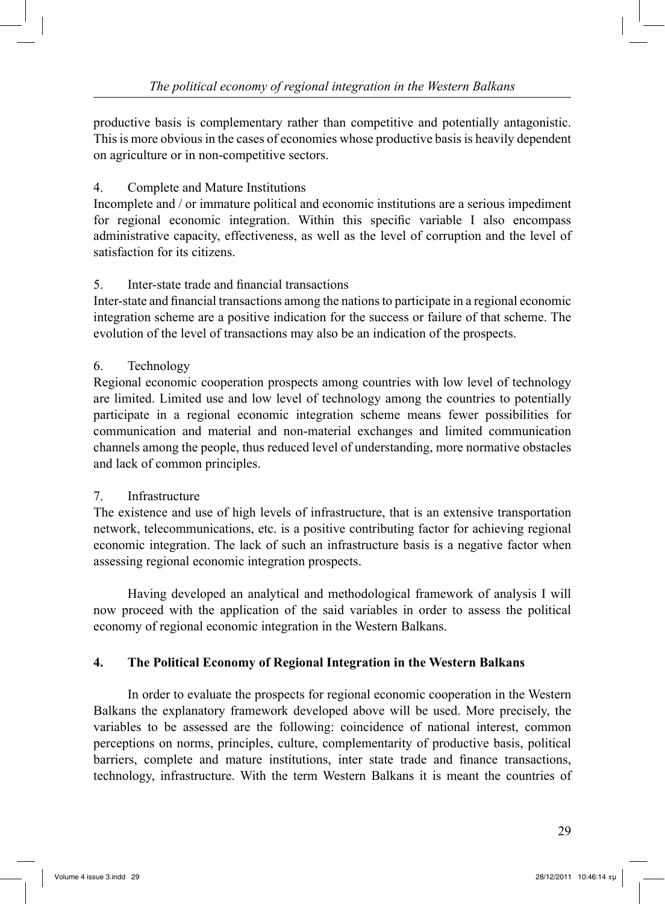productive basis is complementary rather than competitive and potentially antagonistic. This is more obvious in the cases of economies whose productive basis is heavily dependent on agriculture or in non-competitive sectors.

4. Complete and Mature Institutions

Incomplete and / or immature political and economic institutions are a serious impediment for regional economic integration. Within this specific variable I also encompass administrative capacity, effectiveness, as well as the level of corruption and the level of satisfaction for its citizens.

5. Inter-state trade and financial transactions

Inter-state and financial transactions among the nations to participate in a regional economic integration scheme are a positive indication for the success or failure of that scheme. The evolution of the level of transactions may also be an indication of the prospects.

6. Technology

Regional economic cooperation prospects among countries with low level of technology are limited. Limited use and low level of technology among the countries to potentially participate in a regional economic integration scheme means fewer possibilities for communication and material and non-material exchanges and limited communication channels among the people, thus reduced level of understanding, more normative obstacles and lack of common principles.

7. Infrastructure

The existence and use of high levels of infrastructure, that is an extensive transportation network, telecommunications, etc. is a positive contributing factor for achieving regional economic integration. The lack of such an infrastructure basis is a negative factor when assessing regional economic integration prospects.

Having developed an analytical and methodological framework of analysis I will now proceed with the application of the said variables in order to assess the political economy of regional economic integration in the Western Balkans.

## 4. The Political Economy of Regional Integration in the Western Balkans

In order to evaluate the prospects for regional economic cooperation in the Western Balkans the explanatory framework developed above will be used. More precisely, the variables to be assessed are the following: coincidence of national interest, common perceptions on norms, principles, culture, complementarity of productive basis, political barriers, complete and mature institutions, inter state trade and finance transactions, technology, infrastructure. With the term Western Balkans it is meant the countries of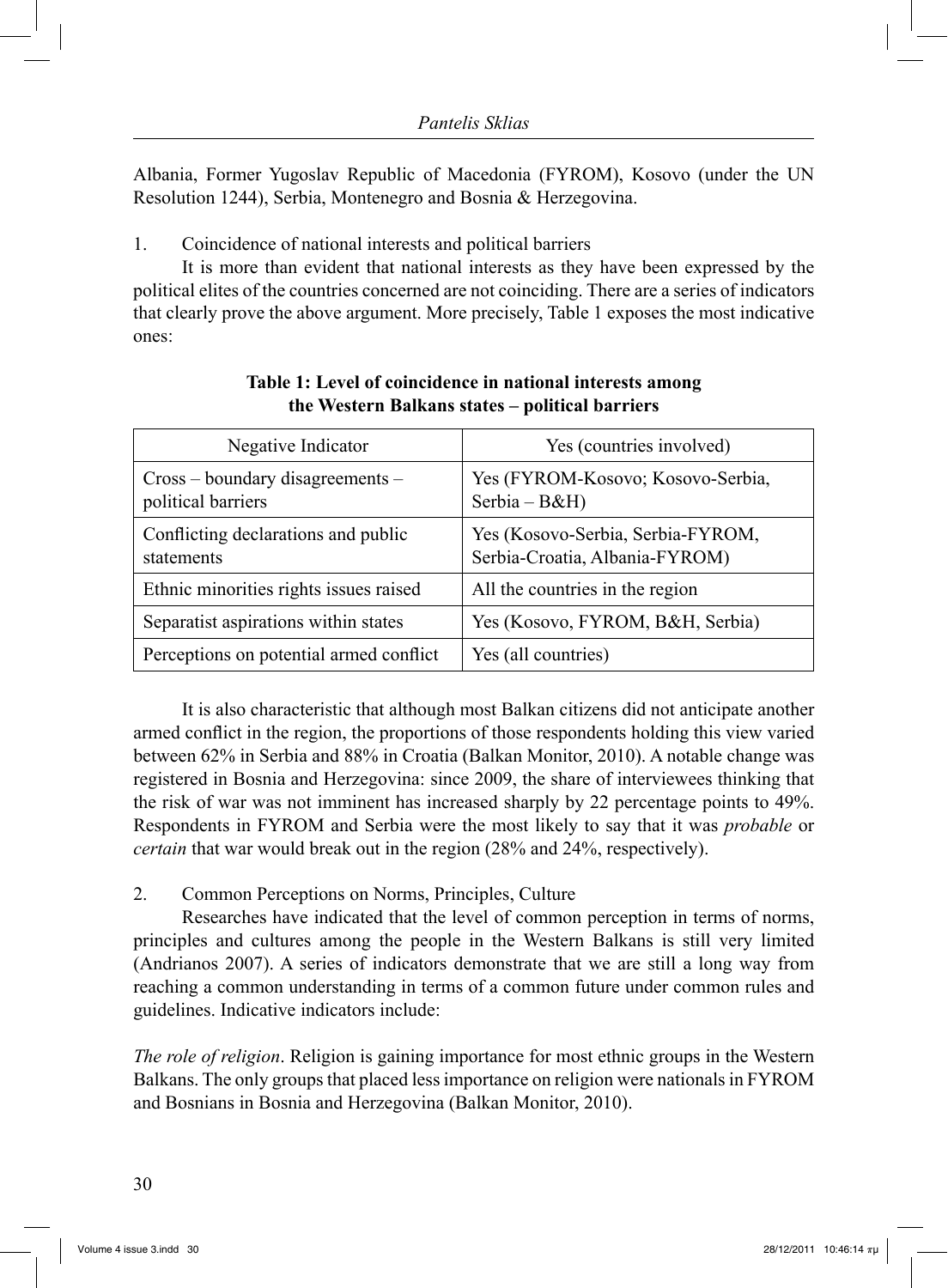Albania, Former Yugoslav Republic of Macedonia (FYROM), Kosovo (under the UN Resolution 1244), Serbia, Montenegro and Bosnia & Herzegovina.

1. Coincidence of national interests and political barriers

It is more than evident that national interests as they have been expressed by the political elites of the countries concerned are not coinciding. There are a series of indicators that clearly prove the above argument. More precisely, Table 1 exposes the most indicative ones:

**Table 1: Level of coincidence in national interests among the Western Balkans states – political barriers**

| Negative Indicator | Yes (countries involved) |
|---|---|
| Cross – boundary disagreements – political barriers | Yes (FYROM-Kosovo; Kosovo-Serbia, Serbia – B&H) |
| Conflicting declarations and public statements | Yes (Kosovo-Serbia, Serbia-FYROM, Serbia-Croatia, Albania-FYROM) |
| Ethnic minorities rights issues raised | All the countries in the region |
| Separatist aspirations within states | Yes (Kosovo, FYROM, B&H, Serbia) |
| Perceptions on potential armed conflict | Yes (all countries) |

It is also characteristic that although most Balkan citizens did not anticipate another armed conflict in the region, the proportions of those respondents holding this view varied between 62% in Serbia and 88% in Croatia (Balkan Monitor, 2010). A notable change was registered in Bosnia and Herzegovina: since 2009, the share of interviewees thinking that the risk of war was not imminent has increased sharply by 22 percentage points to 49%. Respondents in FYROM and Serbia were the most likely to say that it was *probable* or *certain* that war would break out in the region (28% and 24%, respectively).

2. Common Perceptions on Norms, Principles, Culture

Researches have indicated that the level of common perception in terms of norms, principles and cultures among the people in the Western Balkans is still very limited (Andrianos 2007). A series of indicators demonstrate that we are still a long way from reaching a common understanding in terms of a common future under common rules and guidelines. Indicative indicators include:

*The role of religion*. Religion is gaining importance for most ethnic groups in the Western Balkans. The only groups that placed less importance on religion were nationals in FYROM and Bosnians in Bosnia and Herzegovina (Balkan Monitor, 2010).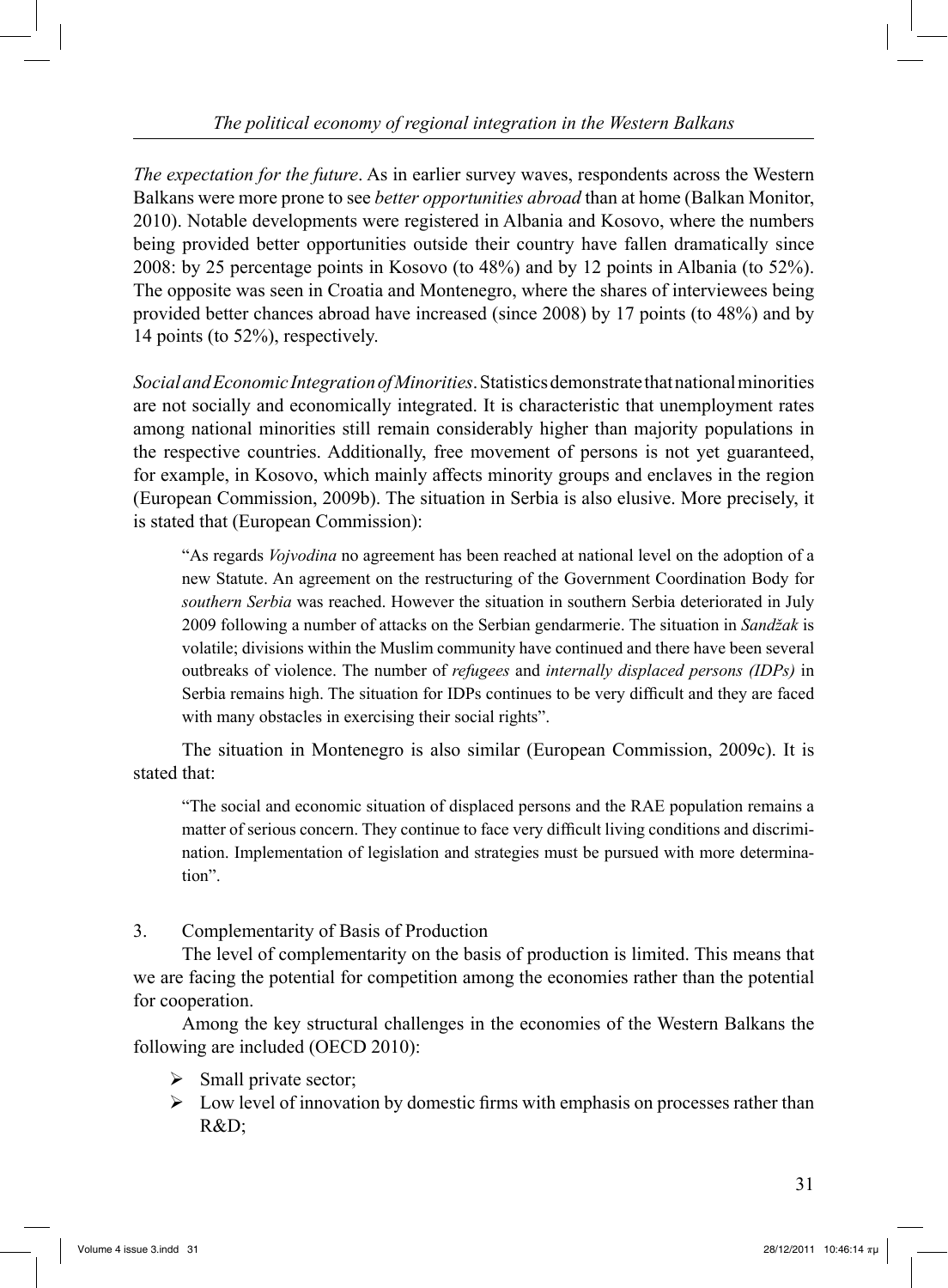*The expectation for the future*. As in earlier survey waves, respondents across the Western Balkans were more prone to see *better opportunities abroad* than at home (Balkan Monitor, 2010). Notable developments were registered in Albania and Kosovo, where the numbers being provided better opportunities outside their country have fallen dramatically since 2008: by 25 percentage points in Kosovo (to 48%) and by 12 points in Albania (to 52%). The opposite was seen in Croatia and Montenegro, where the shares of interviewees being provided better chances abroad have increased (since 2008) by 17 points (to 48%) and by 14 points (to 52%), respectively.

*Social and Economic Integration of Minorities*. Statistics demonstrate that national minorities are not socially and economically integrated. It is characteristic that unemployment rates among national minorities still remain considerably higher than majority populations in the respective countries. Additionally, free movement of persons is not yet guaranteed, for example, in Kosovo, which mainly affects minority groups and enclaves in the region (European Commission, 2009b). The situation in Serbia is also elusive. More precisely, it is stated that (European Commission):

> "As regards *Vojvodina* no agreement has been reached at national level on the adoption of a new Statute. An agreement on the restructuring of the Government Coordination Body for *southern Serbia* was reached. However the situation in southern Serbia deteriorated in July 2009 following a number of attacks on the Serbian gendarmerie. The situation in *Sandžak* is volatile; divisions within the Muslim community have continued and there have been several outbreaks of violence. The number of *refugees* and *internally displaced persons (IDPs)* in Serbia remains high. The situation for IDPs continues to be very difficult and they are faced with many obstacles in exercising their social rights".

The situation in Montenegro is also similar (European Commission, 2009c). It is stated that:

> "The social and economic situation of displaced persons and the RAE population remains a matter of serious concern. They continue to face very difficult living conditions and discrimination. Implementation of legislation and strategies must be pursued with more determination".

3. Complementarity of Basis of Production

The level of complementarity on the basis of production is limited. This means that we are facing the potential for competition among the economies rather than the potential for cooperation.

Among the key structural challenges in the economies of the Western Balkans the following are included (OECD 2010):

- Small private sector;
- Low level of innovation by domestic firms with emphasis on processes rather than R&D;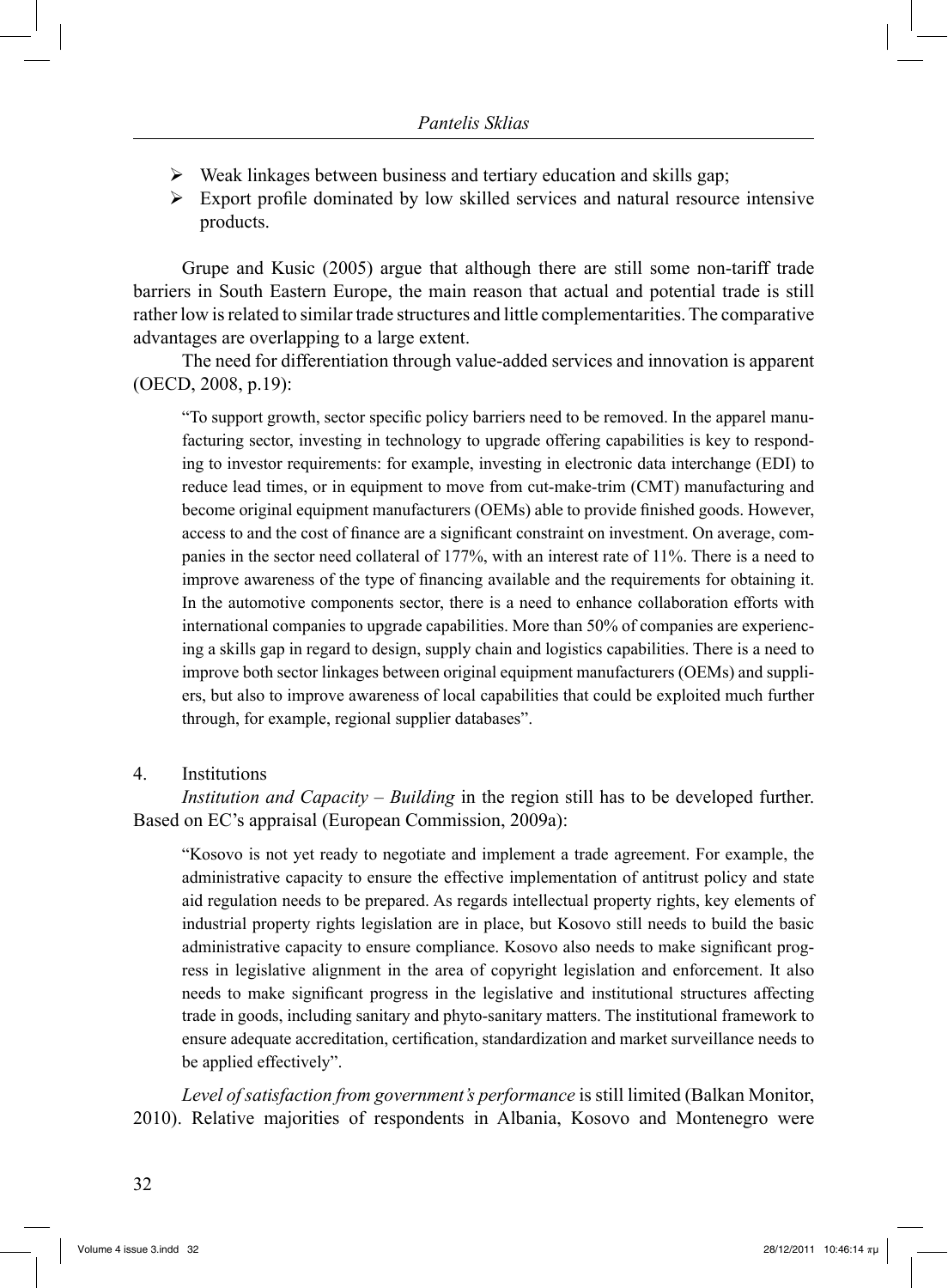- Weak linkages between business and tertiary education and skills gap;
- Export profile dominated by low skilled services and natural resource intensive products.

Grupe and Kusic (2005) argue that although there are still some non-tariff trade barriers in South Eastern Europe, the main reason that actual and potential trade is still rather low is related to similar trade structures and little complementarities. The comparative advantages are overlapping to a large extent.

The need for differentiation through value-added services and innovation is apparent (OECD, 2008, p.19):

> "To support growth, sector specific policy barriers need to be removed. In the apparel manufacturing sector, investing in technology to upgrade offering capabilities is key to responding to investor requirements: for example, investing in electronic data interchange (EDI) to reduce lead times, or in equipment to move from cut-make-trim (CMT) manufacturing and become original equipment manufacturers (OEMs) able to provide finished goods. However, access to and the cost of finance are a significant constraint on investment. On average, companies in the sector need collateral of 177%, with an interest rate of 11%. There is a need to improve awareness of the type of financing available and the requirements for obtaining it. In the automotive components sector, there is a need to enhance collaboration efforts with international companies to upgrade capabilities. More than 50% of companies are experiencing a skills gap in regard to design, supply chain and logistics capabilities. There is a need to improve both sector linkages between original equipment manufacturers (OEMs) and suppliers, but also to improve awareness of local capabilities that could be exploited much further through, for example, regional supplier databases".

4. Institutions

*Institution and Capacity – Building* in the region still has to be developed further. Based on EC's appraisal (European Commission, 2009a):

> "Kosovo is not yet ready to negotiate and implement a trade agreement. For example, the administrative capacity to ensure the effective implementation of antitrust policy and state aid regulation needs to be prepared. As regards intellectual property rights, key elements of industrial property rights legislation are in place, but Kosovo still needs to build the basic administrative capacity to ensure compliance. Kosovo also needs to make significant progress in legislative alignment in the area of copyright legislation and enforcement. It also needs to make significant progress in the legislative and institutional structures affecting trade in goods, including sanitary and phyto-sanitary matters. The institutional framework to ensure adequate accreditation, certification, standardization and market surveillance needs to be applied effectively".

*Level of satisfaction from government's performance* is still limited (Balkan Monitor, 2010). Relative majorities of respondents in Albania, Kosovo and Montenegro were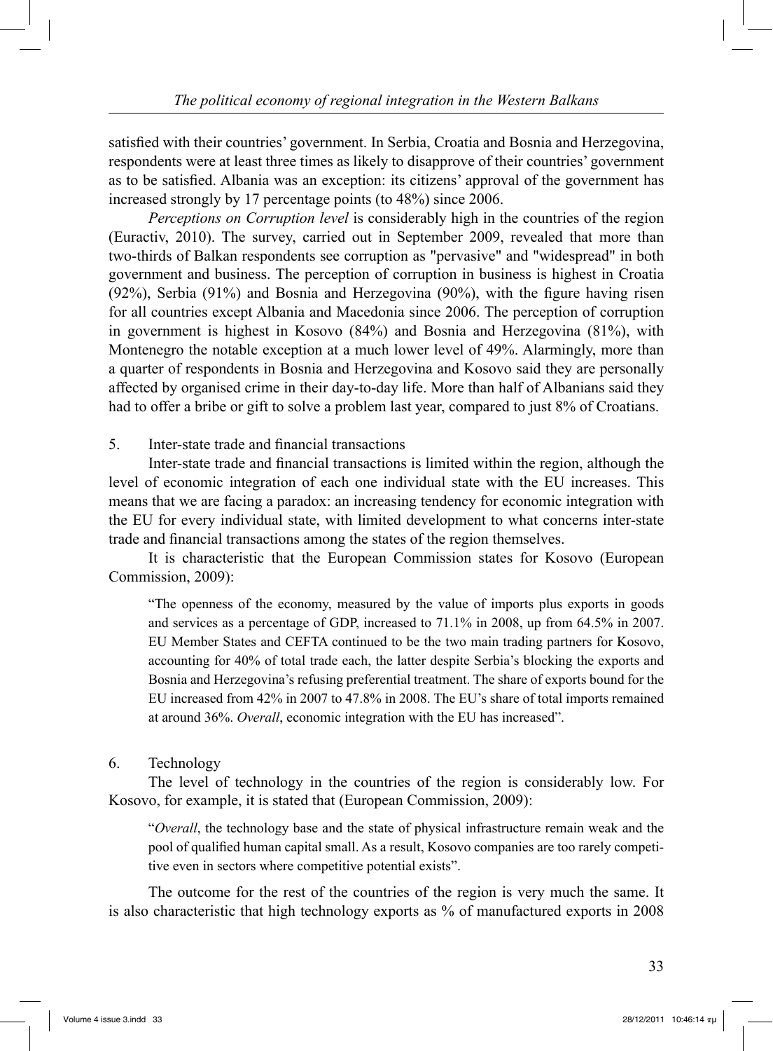satisfied with their countries' government. In Serbia, Croatia and Bosnia and Herzegovina, respondents were at least three times as likely to disapprove of their countries' government as to be satisfied. Albania was an exception: its citizens' approval of the government has increased strongly by 17 percentage points (to 48%) since 2006.

*Perceptions on Corruption level* is considerably high in the countries of the region (Euractiv, 2010). The survey, carried out in September 2009, revealed that more than two-thirds of Balkan respondents see corruption as "pervasive" and "widespread" in both government and business. The perception of corruption in business is highest in Croatia (92%), Serbia (91%) and Bosnia and Herzegovina (90%), with the figure having risen for all countries except Albania and Macedonia since 2006. The perception of corruption in government is highest in Kosovo (84%) and Bosnia and Herzegovina (81%), with Montenegro the notable exception at a much lower level of 49%. Alarmingly, more than a quarter of respondents in Bosnia and Herzegovina and Kosovo said they are personally affected by organised crime in their day-to-day life. More than half of Albanians said they had to offer a bribe or gift to solve a problem last year, compared to just 8% of Croatians.

## 5. Inter-state trade and financial transactions

Inter-state trade and financial transactions is limited within the region, although the level of economic integration of each one individual state with the EU increases. This means that we are facing a paradox: an increasing tendency for economic integration with the EU for every individual state, with limited development to what concerns inter-state trade and financial transactions among the states of the region themselves.

It is characteristic that the European Commission states for Kosovo (European Commission, 2009):

> "The openness of the economy, measured by the value of imports plus exports in goods and services as a percentage of GDP, increased to 71.1% in 2008, up from 64.5% in 2007. EU Member States and CEFTA continued to be the two main trading partners for Kosovo, accounting for 40% of total trade each, the latter despite Serbia's blocking the exports and Bosnia and Herzegovina's refusing preferential treatment. The share of exports bound for the EU increased from 42% in 2007 to 47.8% in 2008. The EU's share of total imports remained at around 36%. *Overall*, economic integration with the EU has increased".

## 6. Technology

The level of technology in the countries of the region is considerably low. For Kosovo, for example, it is stated that (European Commission, 2009):

> "*Overall*, the technology base and the state of physical infrastructure remain weak and the pool of qualified human capital small. As a result, Kosovo companies are too rarely competitive even in sectors where competitive potential exists".

The outcome for the rest of the countries of the region is very much the same. It is also characteristic that high technology exports as % of manufactured exports in 2008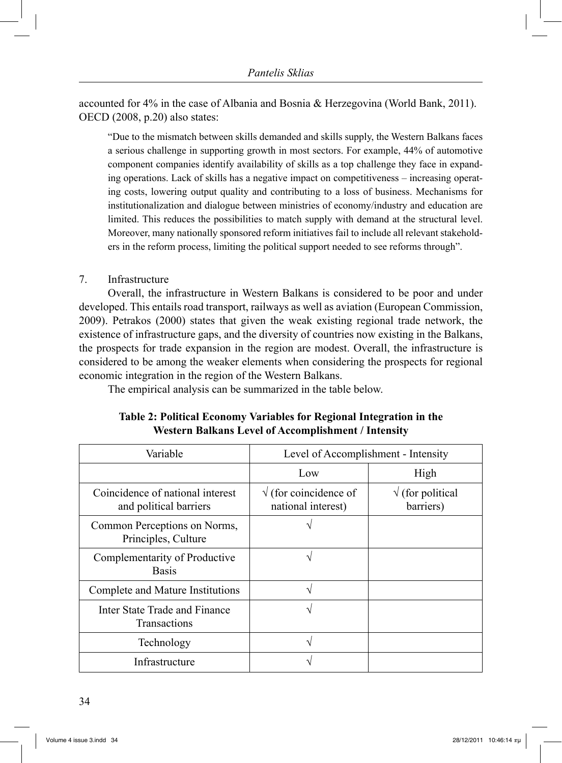accounted for 4% in the case of Albania and Bosnia & Herzegovina (World Bank, 2011). OECD (2008, p.20) also states:

> "Due to the mismatch between skills demanded and skills supply, the Western Balkans faces a serious challenge in supporting growth in most sectors. For example, 44% of automotive component companies identify availability of skills as a top challenge they face in expanding operations. Lack of skills has a negative impact on competitiveness – increasing operating costs, lowering output quality and contributing to a loss of business. Mechanisms for institutionalization and dialogue between ministries of economy/industry and education are limited. This reduces the possibilities to match supply with demand at the structural level. Moreover, many nationally sponsored reform initiatives fail to include all relevant stakeholders in the reform process, limiting the political support needed to see reforms through".

7. Infrastructure

Overall, the infrastructure in Western Balkans is considered to be poor and under developed. This entails road transport, railways as well as aviation (European Commission, 2009). Petrakos (2000) states that given the weak existing regional trade network, the existence of infrastructure gaps, and the diversity of countries now existing in the Balkans, the prospects for trade expansion in the region are modest. Overall, the infrastructure is considered to be among the weaker elements when considering the prospects for regional economic integration in the region of the Western Balkans.

The empirical analysis can be summarized in the table below.

**Table 2: Political Economy Variables for Regional Integration in the Western Balkans Level of Accomplishment / Intensity**

| Variable | Level of Accomplishment - Intensity | |
|---|---|---|
| | Low | High |
| Coincidence of national interest and political barriers | √ (for coincidence of national interest) | √ (for political barriers) |
| Common Perceptions on Norms, Principles, Culture | √ | |
| Complementarity of Productive Basis | √ | |
| Complete and Mature Institutions | √ | |
| Inter State Trade and Finance Transactions | √ | |
| Technology | √ | |
| Infrastructure | √ | |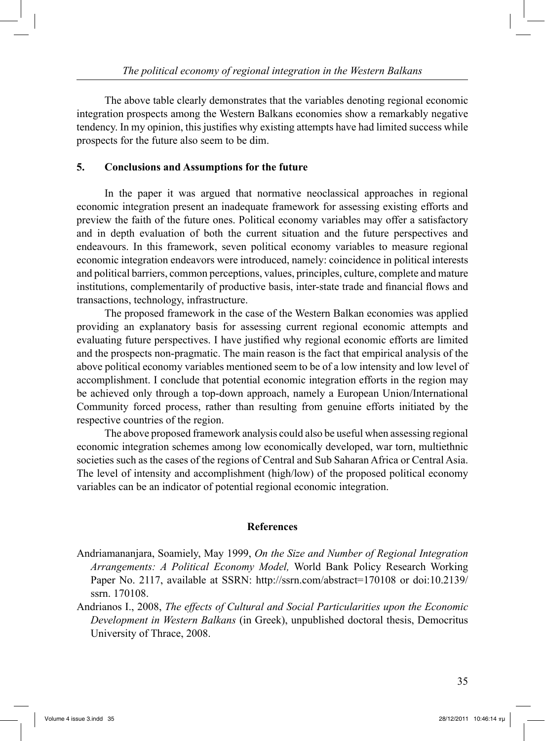The above table clearly demonstrates that the variables denoting regional economic integration prospects among the Western Balkans economies show a remarkably negative tendency. In my opinion, this justifies why existing attempts have had limited success while prospects for the future also seem to be dim.

## 5. Conclusions and Assumptions for the future

In the paper it was argued that normative neoclassical approaches in regional economic integration present an inadequate framework for assessing existing efforts and preview the faith of the future ones. Political economy variables may offer a satisfactory and in depth evaluation of both the current situation and the future perspectives and endeavours. In this framework, seven political economy variables to measure regional economic integration endeavors were introduced, namely: coincidence in political interests and political barriers, common perceptions, values, principles, culture, complete and mature institutions, complementarily of productive basis, inter-state trade and financial flows and transactions, technology, infrastructure.

The proposed framework in the case of the Western Balkan economies was applied providing an explanatory basis for assessing current regional economic attempts and evaluating future perspectives. I have justified why regional economic efforts are limited and the prospects non-pragmatic. The main reason is the fact that empirical analysis of the above political economy variables mentioned seem to be of a low intensity and low level of accomplishment. I conclude that potential economic integration efforts in the region may be achieved only through a top-down approach, namely a European Union/International Community forced process, rather than resulting from genuine efforts initiated by the respective countries of the region.

The above proposed framework analysis could also be useful when assessing regional economic integration schemes among low economically developed, war torn, multiethnic societies such as the cases of the regions of Central and Sub Saharan Africa or Central Asia. The level of intensity and accomplishment (high/low) of the proposed political economy variables can be an indicator of potential regional economic integration.

## References

Andriamananjara, Soamiely, May 1999, *On the Size and Number of Regional Integration Arrangements: A Political Economy Model,* World Bank Policy Research Working Paper No. 2117, available at SSRN: http://ssrn.com/abstract=170108 or doi:10.2139/ssrn. 170108.

Andrianos I., 2008, *The effects of Cultural and Social Particularities upon the Economic Development in Western Balkans* (in Greek), unpublished doctoral thesis, Democritus University of Thrace, 2008.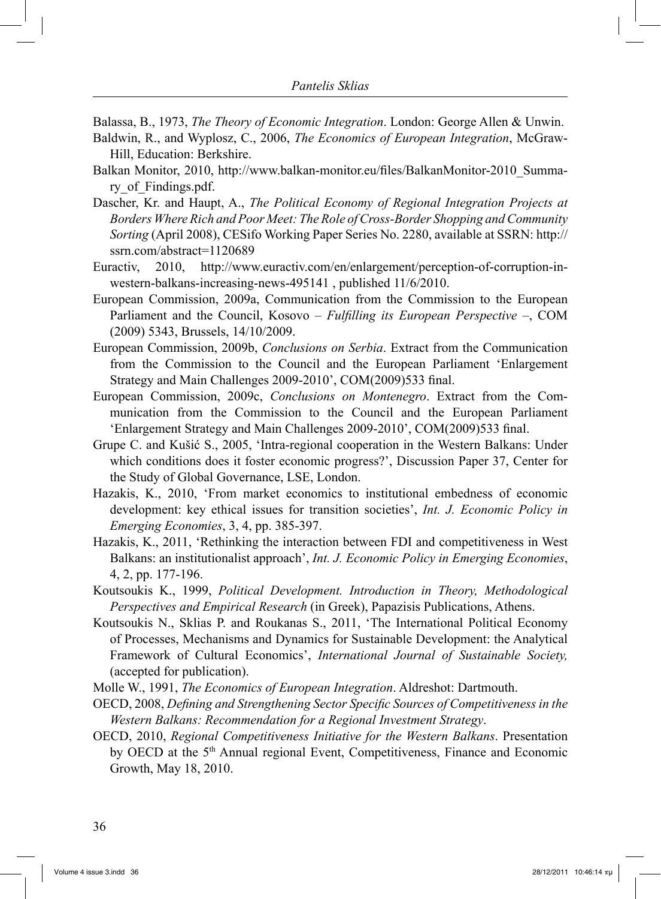Balassa, B., 1973, *The Theory of Economic Integration*. London: George Allen & Unwin.

Baldwin, R., and Wyplosz, C., 2006, *The Economics of European Integration*, McGraw-Hill, Education: Berkshire.

Balkan Monitor, 2010, http://www.balkan-monitor.eu/files/BalkanMonitor-2010_Summary_of_Findings.pdf.

Dascher, Kr. and Haupt, A., *The Political Economy of Regional Integration Projects at Borders Where Rich and Poor Meet: The Role of Cross-Border Shopping and Community Sorting* (April 2008), CESifo Working Paper Series No. 2280, available at SSRN: http://ssrn.com/abstract=1120689

Euractiv, 2010, http://www.euractiv.com/en/enlargement/perception-of-corruption-in-western-balkans-increasing-news-495141 , published 11/6/2010.

European Commission, 2009a, Communication from the Commission to the European Parliament and the Council, Kosovo – *Fulfilling its European Perspective* –, COM (2009) 5343, Brussels, 14/10/2009.

European Commission, 2009b, *Conclusions on Serbia*. Extract from the Communication from the Commission to the Council and the European Parliament 'Enlargement Strategy and Main Challenges 2009-2010', COM(2009)533 final.

European Commission, 2009c, *Conclusions on Montenegro*. Extract from the Communication from the Commission to the Council and the European Parliament 'Enlargement Strategy and Main Challenges 2009-2010', COM(2009)533 final.

Grupe C. and Kušić S., 2005, 'Intra-regional cooperation in the Western Balkans: Under which conditions does it foster economic progress?', Discussion Paper 37, Center for the Study of Global Governance, LSE, London.

Hazakis, K., 2010, 'From market economics to institutional embedness of economic development: key ethical issues for transition societies', *Int. J. Economic Policy in Emerging Economies*, 3, 4, pp. 385-397.

Hazakis, K., 2011, 'Rethinking the interaction between FDI and competitiveness in West Balkans: an institutionalist approach', *Int. J. Economic Policy in Emerging Economies*, 4, 2, pp. 177-196.

Koutsoukis K., 1999, *Political Development. Introduction in Theory, Methodological Perspectives and Empirical Research* (in Greek), Papazisis Publications, Athens.

Koutsoukis N., Sklias P. and Roukanas S., 2011, 'The International Political Economy of Processes, Mechanisms and Dynamics for Sustainable Development: the Analytical Framework of Cultural Economics', *International Journal of Sustainable Society,* (accepted for publication).

Molle W., 1991, *The Economics of European Integration*. Aldreshot: Dartmouth.

OECD, 2008, *Defining and Strengthening Sector Specific Sources of Competitiveness in the Western Balkans: Recommendation for a Regional Investment Strategy*.

OECD, 2010, *Regional Competitiveness Initiative for the Western Balkans*. Presentation by OECD at the 5th Annual regional Event, Competitiveness, Finance and Economic Growth, May 18, 2010.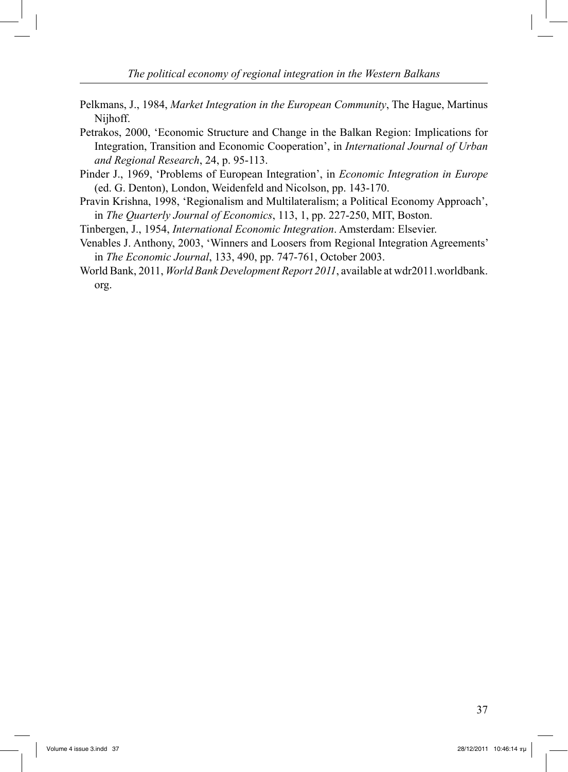Pelkmans, J., 1984, *Market Integration in the European Community*, The Hague, Martinus Nijhoff.

Petrakos, 2000, 'Economic Structure and Change in the Balkan Region: Implications for Integration, Transition and Economic Cooperation', in *International Journal of Urban and Regional Research*, 24, p. 95-113.

Pinder J., 1969, 'Problems of European Integration', in *Economic Integration in Europe* (ed. G. Denton), London, Weidenfeld and Nicolson, pp. 143-170.

Pravin Krishna, 1998, 'Regionalism and Multilateralism; a Political Economy Approach', in *The Quarterly Journal of Economics*, 113, 1, pp. 227-250, MIT, Boston.

Tinbergen, J., 1954, *International Economic Integration*. Amsterdam: Elsevier.

Venables J. Anthony, 2003, 'Winners and Loosers from Regional Integration Agreements' in *The Economic Journal*, 133, 490, pp. 747-761, October 2003.

World Bank, 2011, *World Bank Development Report 2011*, available at wdr2011.worldbank.org.